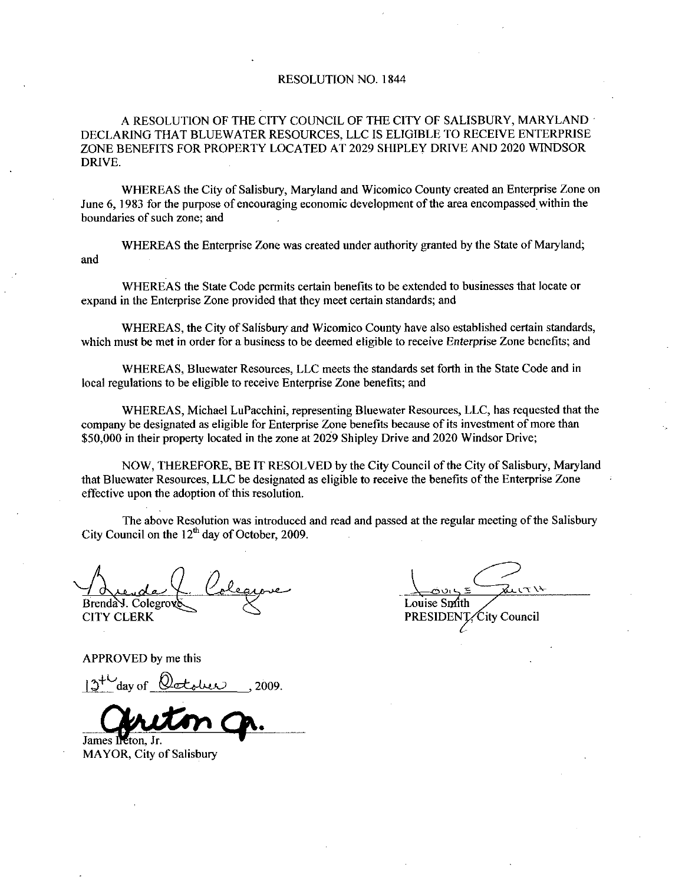# RESOLUTION NO. 1844

A RESOLUTION OF THE CITY COUNCIL OF THE CITY OF SALISBURY, MARYLAND DECLARING THAT BLUEWATER RESOURCES, LLC IS ELIGIBLE TO RECEIVE ENTERPRISE ZONE BENEFITS FOR PROPERTY LOCATED AT 2029 SHIPLEY DRIVE AND 2020 WINDSOR DRIVE.

WHEREAS the City of Salisbury, Maryland and Wicomico County created an Enterprise Zone on June 6, 1983 for the purpose of encouraging economic development of the area encompassed within the boundaries of such zone; and

WHEREAS the Enterprise Zone was created under authority granted by the State of Maryland; and

WHEREAS the State Code permits certain benefits to be extended to businesses that locate or expand in the Enterprise Zone provided that they meet certain standards; and

WHEREAS, the City of Salisbury and Wicomico County have also established certain standards, which must be met in order for a business to be deemed eligible to receive Enterprise Zone benefits; and

WHEREAS, Bluewater Resources, LLC meets the standards set forth in the State Code and in local regulations to be eligible to receive Enterprise Zone benefits; and

WHEREAS, Michael LuPacchini, representing Bluewater Resources, LLC, has requested that the company be designated as eligible for Enterprise Zone benefits because of its investment of more than $50,000 in their property located in the zone at 2029 Shipley Drive and 2020 Windsor Drive;

NOW, THEREFORE, BE IT RESOLVED by the City Council of the City of Salisbury, Maryland that Bluewater Resources, LLC be designated as eligible to receive the benefits of the Enterprise Zone effective upon the adoption of this resolution.

The above Resolution was introduced and read and passed at the regular meeting of the Salisbury City Council on the 12th day of October, 2009.

Brenda J. Colegrove
CITY CLERK

Louise Smith
PRESIDENT, City Council

APPROVED by me this

13th day of October, 2009.

James Ireton, Jr.
MAYOR, City of Salisbury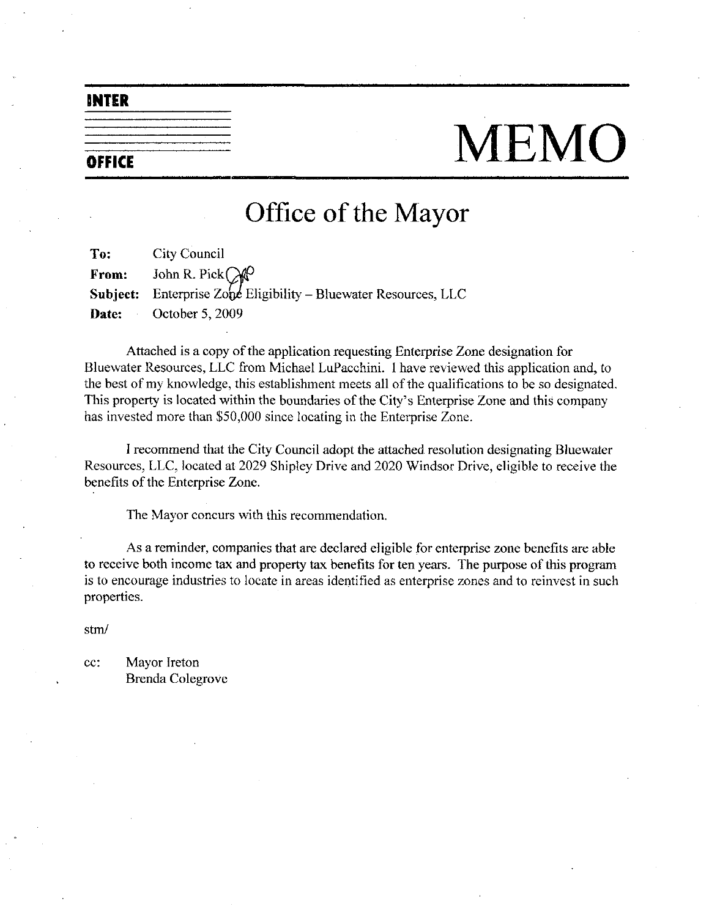**INTER**

**OFFICE**

# MEMO

## Office of the Mayor

**To:** City Council
**From:** John R. Pick
**Subject:** Enterprise Zone Eligibility – Bluewater Resources, LLC
**Date:** October 5, 2009

Attached is a copy of the application requesting Enterprise Zone designation for Bluewater Resources, LLC from Michael LuPacchini. I have reviewed this application and, to the best of my knowledge, this establishment meets all of the qualifications to be so designated. This property is located within the boundaries of the City's Enterprise Zone and this company has invested more than $50,000 since locating in the Enterprise Zone.

I recommend that the City Council adopt the attached resolution designating Bluewater Resources, LLC, located at 2029 Shipley Drive and 2020 Windsor Drive, eligible to receive the benefits of the Enterprise Zone.

The Mayor concurs with this recommendation.

As a reminder, companies that are declared eligible for enterprise zone benefits are able to receive both income tax and property tax benefits for ten years. The purpose of this program is to encourage industries to locate in areas identified as enterprise zones and to reinvest in such properties.

stm/

cc: Mayor Ireton
Brenda Colegrove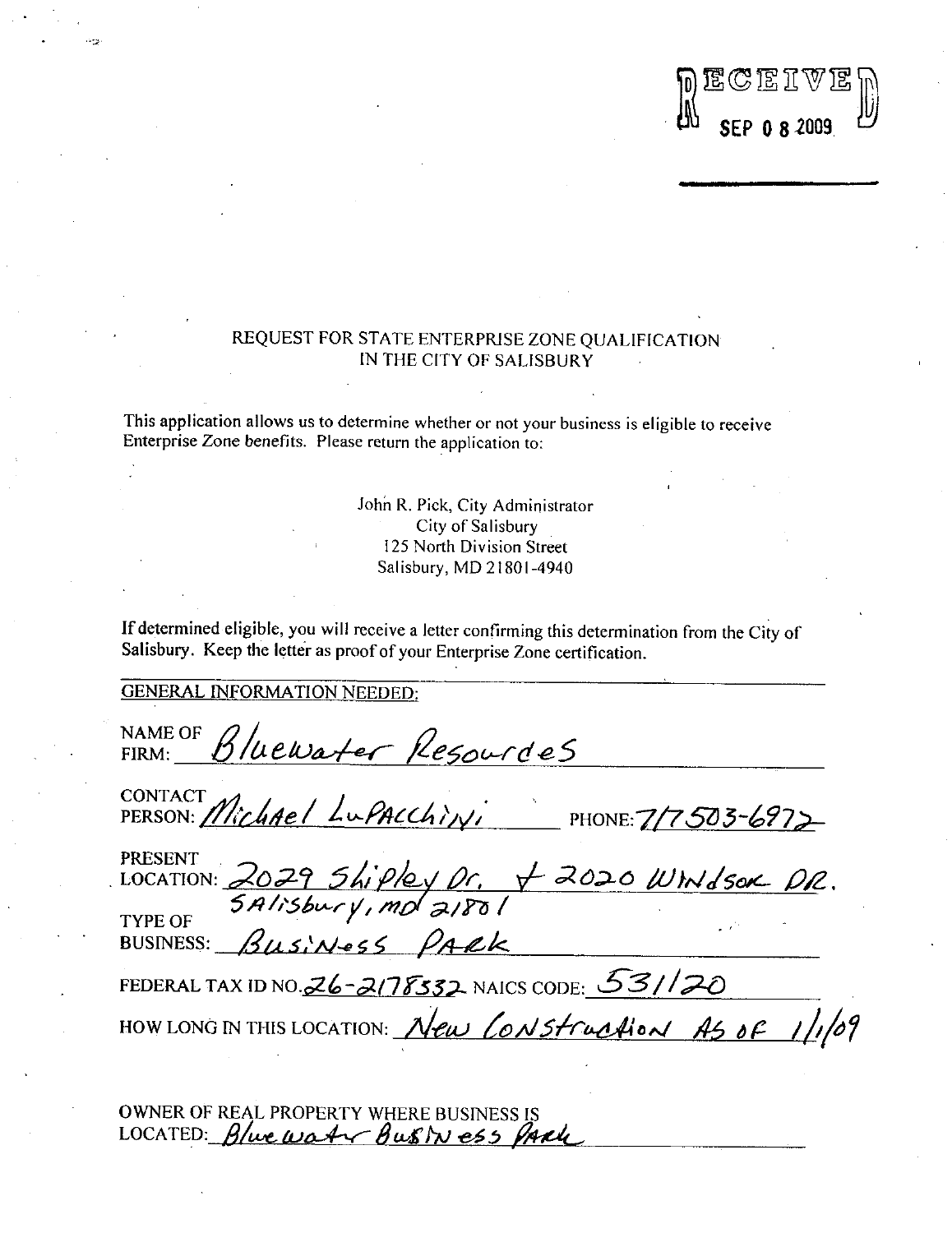RECEIVED
SEP 08 2009

REQUEST FOR STATE ENTERPRISE ZONE QUALIFICATION
IN THE CITY OF SALISBURY

This application allows us to determine whether or not your business is eligible to receive Enterprise Zone benefits. Please return the application to:

John R. Pick, City Administrator
City of Salisbury
125 North Division Street
Salisbury, MD 21801-4940

If determined eligible, you will receive a letter confirming this determination from the City of Salisbury. Keep the letter as proof of your Enterprise Zone certification.

GENERAL INFORMATION NEEDED:

NAME OF FIRM: Bluewater Resourdes

CONTACT PERSON: Michael LuPacchini PHONE: 717 503-6972

PRESENT LOCATION: 2029 Shipley Dr. + 2020 Windsor Dr. Salisbury, md 21801

TYPE OF BUSINESS: Business Park

FEDERAL TAX ID NO. 26-2178532 NAICS CODE: 531120

HOW LONG IN THIS LOCATION: New Construction As of 1/1/09

OWNER OF REAL PROPERTY WHERE BUSINESS IS LOCATED: Bluewater Business Park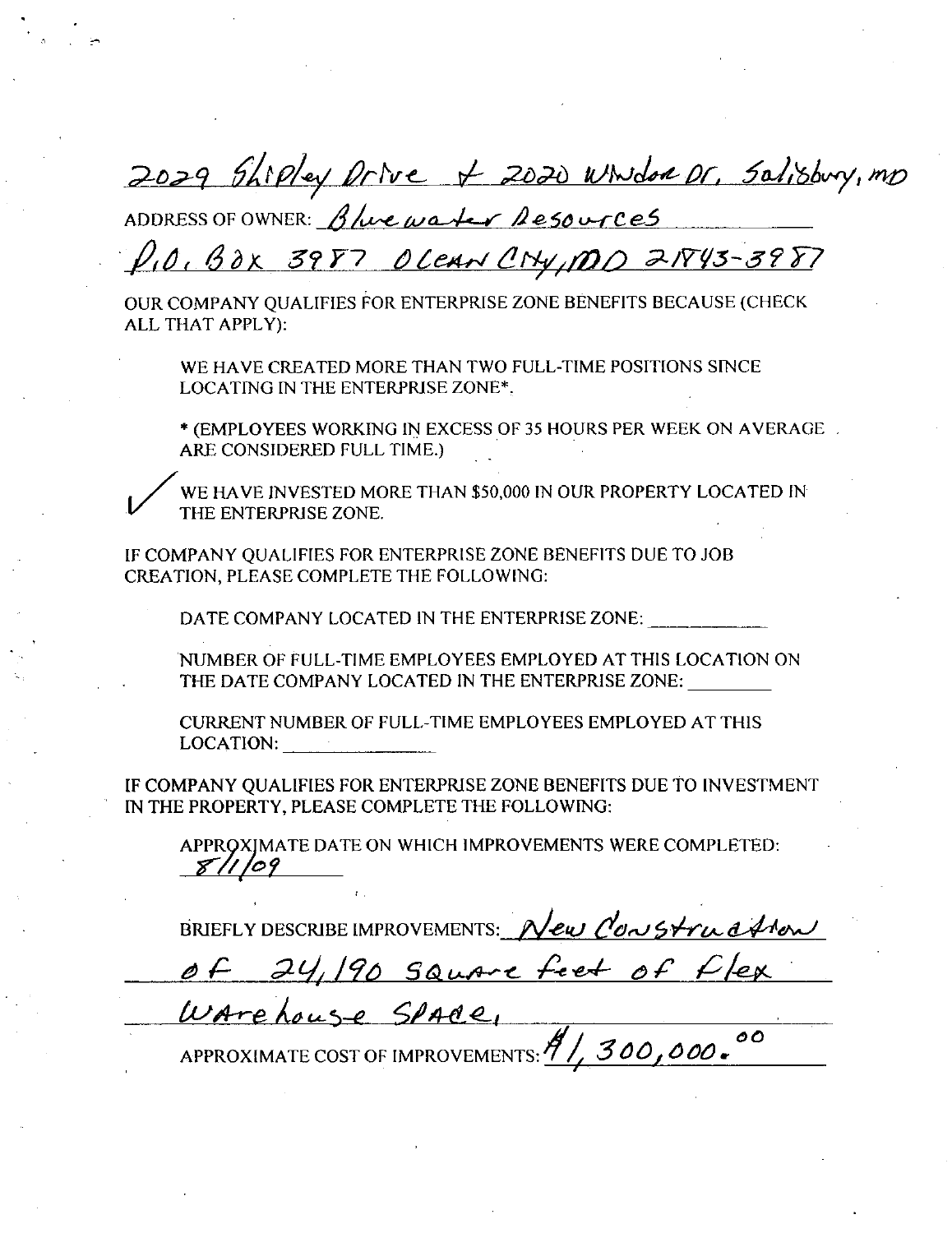2029 Shipley Drive + 2020 Windsor Dr, Salisbury, MD

ADDRESS OF OWNER: Bluewater Resources

P.O. Box 3987 Ocean City, MD 21843-3987

OUR COMPANY QUALIFIES FOR ENTERPRISE ZONE BENEFITS BECAUSE (CHECK ALL THAT APPLY):

WE HAVE CREATED MORE THAN TWO FULL-TIME POSITIONS SINCE LOCATING IN THE ENTERPRISE ZONE*.

* (EMPLOYEES WORKING IN EXCESS OF 35 HOURS PER WEEK ON AVERAGE ARE CONSIDERED FULL TIME.)

✓ WE HAVE INVESTED MORE THAN $50,000 IN OUR PROPERTY LOCATED IN THE ENTERPRISE ZONE.

IF COMPANY QUALIFIES FOR ENTERPRISE ZONE BENEFITS DUE TO JOB CREATION, PLEASE COMPLETE THE FOLLOWING:

DATE COMPANY LOCATED IN THE ENTERPRISE ZONE: ____________

NUMBER OF FULL-TIME EMPLOYEES EMPLOYED AT THIS LOCATION ON THE DATE COMPANY LOCATED IN THE ENTERPRISE ZONE: ________

CURRENT NUMBER OF FULL-TIME EMPLOYEES EMPLOYED AT THIS LOCATION: ______________

IF COMPANY QUALIFIES FOR ENTERPRISE ZONE BENEFITS DUE TO INVESTMENT IN THE PROPERTY, PLEASE COMPLETE THE FOLLOWING:

APPROXIMATE DATE ON WHICH IMPROVEMENTS WERE COMPLETED: 8/1/09

BRIEFLY DESCRIBE IMPROVEMENTS: New Construction of 24,190 Square feet of Flex Warehouse Space,

APPROXIMATE COST OF IMPROVEMENTS: $1,300,000.00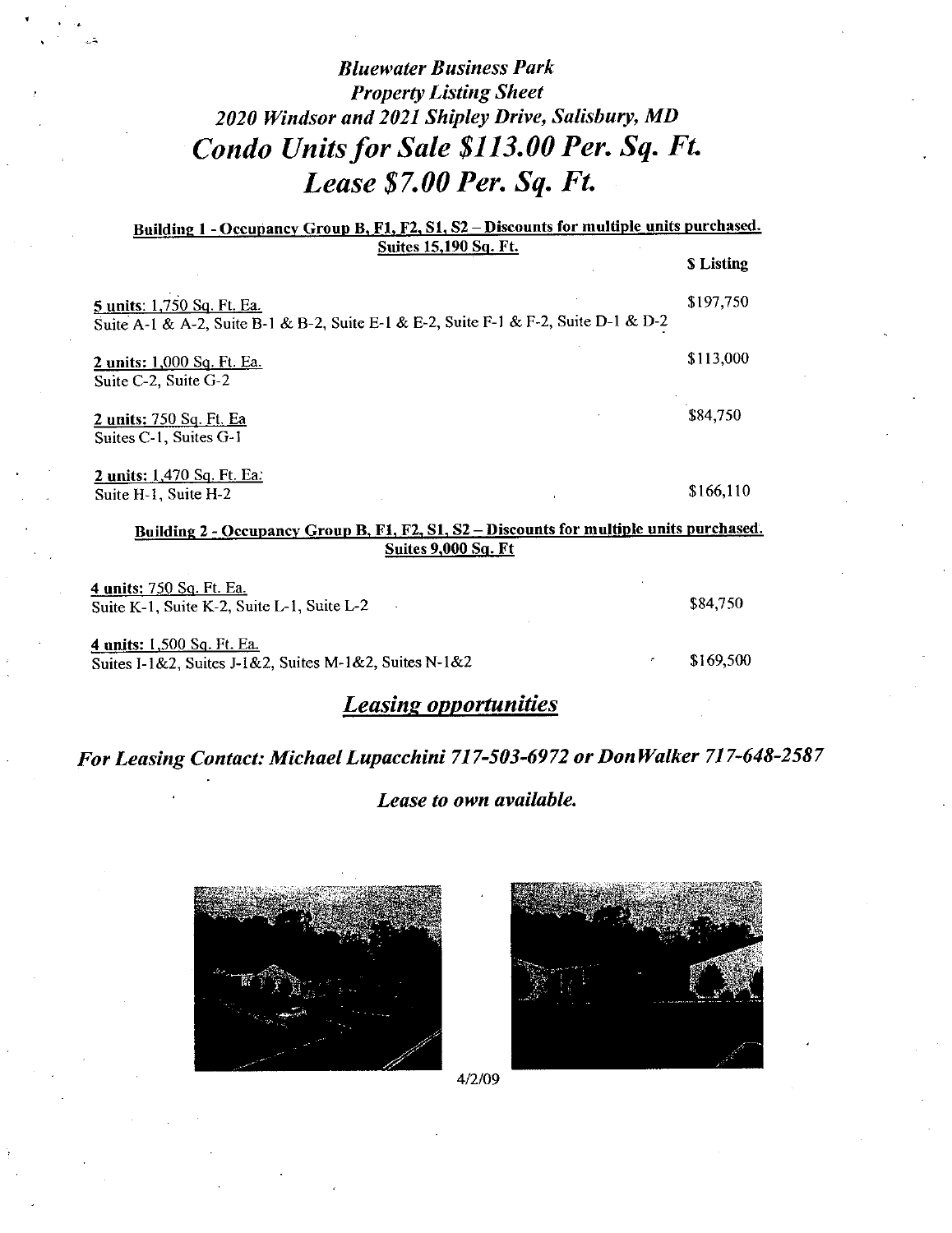# *Bluewater Business Park*
## *Property Listing Sheet*
### *2020 Windsor and 2021 Shipley Drive, Salisbury, MD*

# *Condo Units for Sale $113.00 Per. Sq. Ft.*
# *Lease $7.00 Per. Sq. Ft.*

**Building 1 - Occupancy Group B, F1, F2, S1, S2 – Discounts for multiple units purchased.**
**Suites 15,190 Sq. Ft.**

| | $ Listing |
|---|---|
| **5 units**: 1,750 Sq. Ft. Ea.<br>Suite A-1 & A-2, Suite B-1 & B-2, Suite E-1 & E-2, Suite F-1 & F-2, Suite D-1 & D-2 | $197,750 |
| **2 units:** 1,000 Sq. Ft. Ea.<br>Suite C-2, Suite G-2 | $113,000 |
| **2 units:** 750 Sq. Ft. Ea<br>Suites C-1, Suites G-1 | $84,750 |
| **2 units:** 1,470 Sq. Ft. Ea:<br>Suite H-1, Suite H-2 | $166,110 |

**Building 2 - Occupancy Group B, F1, F2, S1, S2 – Discounts for multiple units purchased.**
**Suites 9,000 Sq. Ft**

| | |
|---|---|
| **4 units:** 750 Sq. Ft. Ea.<br>Suite K-1, Suite K-2, Suite L-1, Suite L-2 | $84,750 |
| **4 units:** 1,500 Sq. Ft. Ea.<br>Suites I-1&2, Suites J-1&2, Suites M-1&2, Suites N-1&2 | $169,500 |

## *Leasing opportunities*

***For Leasing Contact: Michael Lupacchini 717-503-6972 or DonWalker 717-648-2587***

***Lease to own available.***

4/2/09